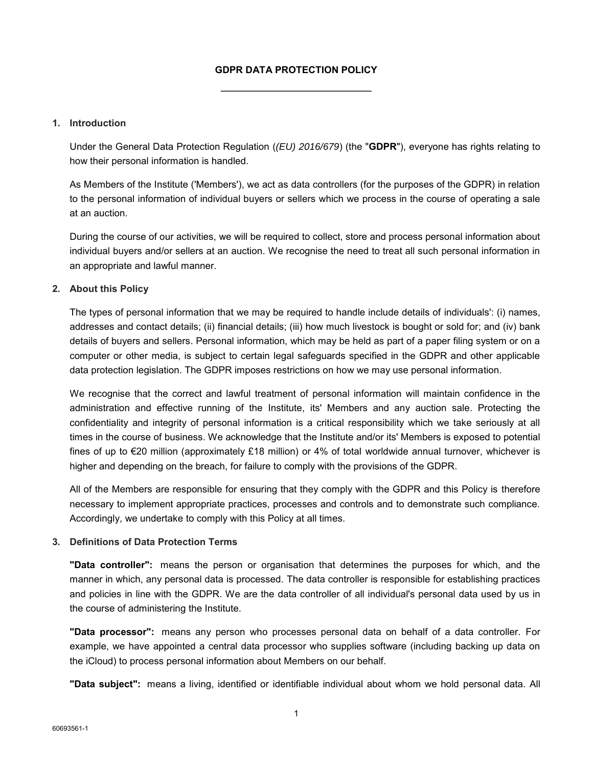# GDPR DATA PROTECTION POLICY

## 1. Introduction

Under the General Data Protection Regulation (*(EU) 2016/679*) (the "**GDPR**"), everyone has rights relating to how their personal information is handled.

As Members of the Institute ('Members'), we act as data controllers (for the purposes of the GDPR) in relation to the personal information of individual buyers or sellers which we process in the course of operating a sale at an auction.

During the course of our activities, we will be required to collect, store and process personal information about individual buyers and/or sellers at an auction. We recognise the need to treat all such personal information in an appropriate and lawful manner.

## 2. About this Policy

The types of personal information that we may be required to handle include details of individuals': (i) names, addresses and contact details; (ii) financial details; (iii) how much livestock is bought or sold for; and (iv) bank details of buyers and sellers. Personal information, which may be held as part of a paper filing system or on a computer or other media, is subject to certain legal safeguards specified in the GDPR and other applicable data protection legislation. The GDPR imposes restrictions on how we may use personal information.

We recognise that the correct and lawful treatment of personal information will maintain confidence in the administration and effective running of the Institute, its' Members and any auction sale. Protecting the confidentiality and integrity of personal information is a critical responsibility which we take seriously at all times in the course of business. We acknowledge that the Institute and/or its' Members is exposed to potential fines of up to €20 million (approximately £18 million) or 4% of total worldwide annual turnover, whichever is higher and depending on the breach, for failure to comply with the provisions of the GDPR.

All of the Members are responsible for ensuring that they comply with the GDPR and this Policy is therefore necessary to implement appropriate practices, processes and controls and to demonstrate such compliance. Accordingly, we undertake to comply with this Policy at all times.

## 3. Definitions of Data Protection Terms

**"Data controller":** means the person or organisation that determines the purposes for which, and the manner in which, any personal data is processed. The data controller is responsible for establishing practices and policies in line with the GDPR. We are the data controller of all individual's personal data used by us in the course of administering the Institute.

**"Data processor":** means any person who processes personal data on behalf of a data controller. For example, we have appointed a central data processor who supplies software (including backing up data on the iCloud) to process personal information about Members on our behalf.

**"Data subject":** means a living, identified or identifiable individual about whom we hold personal data. All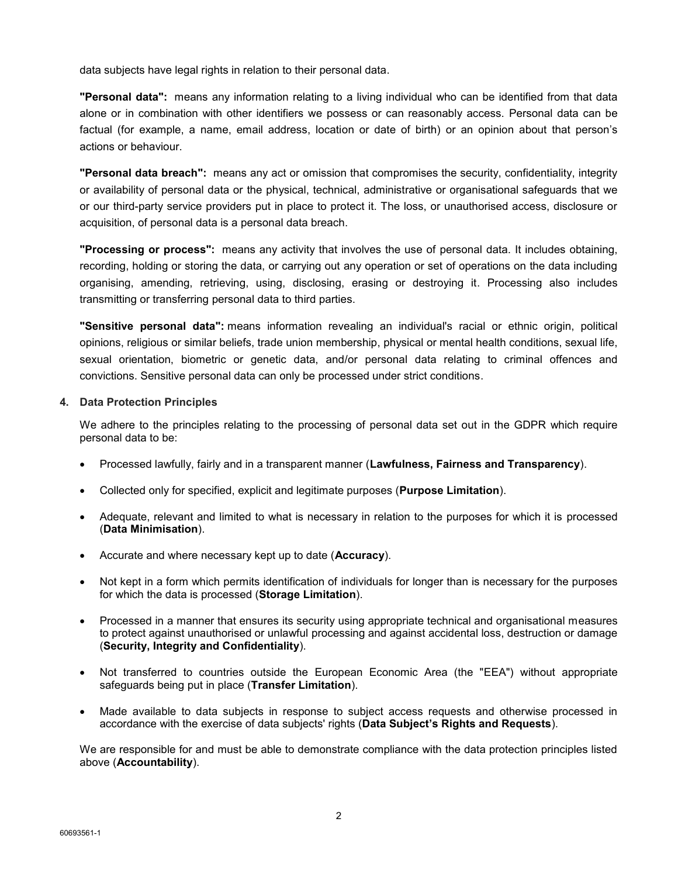data subjects have legal rights in relation to their personal data.

**"Personal data":** means any information relating to a living individual who can be identified from that data alone or in combination with other identifiers we possess or can reasonably access. Personal data can be factual (for example, a name, email address, location or date of birth) or an opinion about that person's actions or behaviour.

**"Personal data breach":** means any act or omission that compromises the security, confidentiality, integrity or availability of personal data or the physical, technical, administrative or organisational safeguards that we or our third-party service providers put in place to protect it. The loss, or unauthorised access, disclosure or acquisition, of personal data is a personal data breach.

**"Processing or process":** means any activity that involves the use of personal data. It includes obtaining, recording, holding or storing the data, or carrying out any operation or set of operations on the data including organising, amending, retrieving, using, disclosing, erasing or destroying it. Processing also includes transmitting or transferring personal data to third parties.

**"Sensitive personal data":** means information revealing an individual's racial or ethnic origin, political opinions, religious or similar beliefs, trade union membership, physical or mental health conditions, sexual life, sexual orientation, biometric or genetic data, and/or personal data relating to criminal offences and convictions. Sensitive personal data can only be processed under strict conditions.

## 4. Data Protection Principles

We adhere to the principles relating to the processing of personal data set out in the GDPR which require personal data to be:

- Processed lawfully, fairly and in a transparent manner (**Lawfulness, Fairness and Transparency**).
- Collected only for specified, explicit and legitimate purposes (**Purpose Limitation**).
- Adequate, relevant and limited to what is necessary in relation to the purposes for which it is processed (**Data Minimisation**).
- Accurate and where necessary kept up to date (**Accuracy**).
- Not kept in a form which permits identification of individuals for longer than is necessary for the purposes for which the data is processed (**Storage Limitation**).
- Processed in a manner that ensures its security using appropriate technical and organisational measures to protect against unauthorised or unlawful processing and against accidental loss, destruction or damage (**Security, Integrity and Confidentiality**).
- Not transferred to countries outside the European Economic Area (the "EEA") without appropriate safeguards being put in place (**Transfer Limitation**).
- Made available to data subjects in response to subject access requests and otherwise processed in accordance with the exercise of data subjects' rights (**Data Subject's Rights and Requests**).

We are responsible for and must be able to demonstrate compliance with the data protection principles listed above (**Accountability**).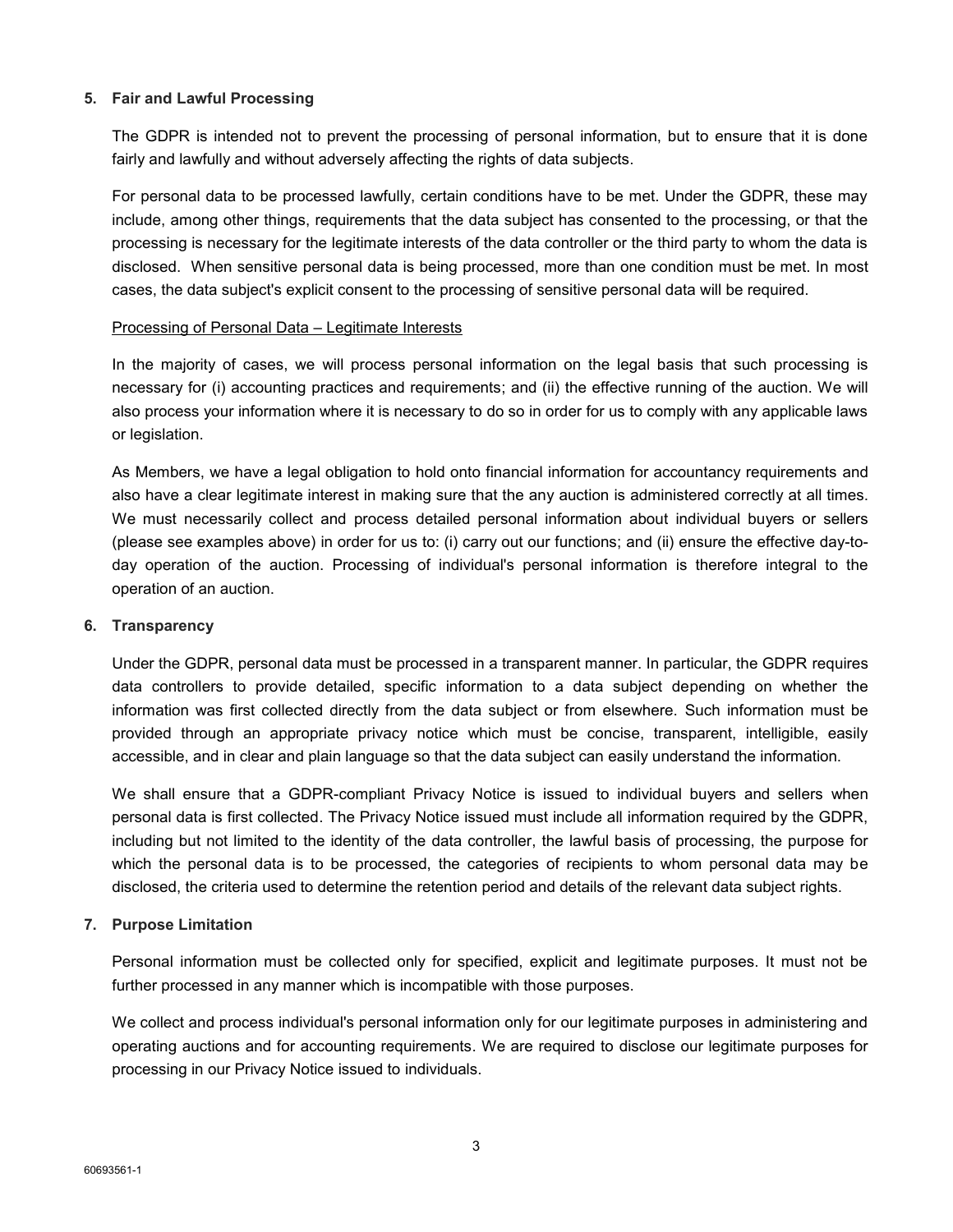## 5. Fair and Lawful Processing

The GDPR is intended not to prevent the processing of personal information, but to ensure that it is done fairly and lawfully and without adversely affecting the rights of data subjects.

For personal data to be processed lawfully, certain conditions have to be met. Under the GDPR, these may include, among other things, requirements that the data subject has consented to the processing, or that the processing is necessary for the legitimate interests of the data controller or the third party to whom the data is disclosed. When sensitive personal data is being processed, more than one condition must be met. In most cases, the data subject's explicit consent to the processing of sensitive personal data will be required.

<u>Processing of Personal Data – Legitimate Interests</u>

In the majority of cases, we will process personal information on the legal basis that such processing is necessary for (i) accounting practices and requirements; and (ii) the effective running of the auction. We will also process your information where it is necessary to do so in order for us to comply with any applicable laws or legislation.

As Members, we have a legal obligation to hold onto financial information for accountancy requirements and also have a clear legitimate interest in making sure that the any auction is administered correctly at all times. We must necessarily collect and process detailed personal information about individual buyers or sellers (please see examples above) in order for us to: (i) carry out our functions; and (ii) ensure the effective day-to-day operation of the auction. Processing of individual's personal information is therefore integral to the operation of an auction.

## 6. Transparency

Under the GDPR, personal data must be processed in a transparent manner. In particular, the GDPR requires data controllers to provide detailed, specific information to a data subject depending on whether the information was first collected directly from the data subject or from elsewhere. Such information must be provided through an appropriate privacy notice which must be concise, transparent, intelligible, easily accessible, and in clear and plain language so that the data subject can easily understand the information.

We shall ensure that a GDPR-compliant Privacy Notice is issued to individual buyers and sellers when personal data is first collected. The Privacy Notice issued must include all information required by the GDPR, including but not limited to the identity of the data controller, the lawful basis of processing, the purpose for which the personal data is to be processed, the categories of recipients to whom personal data may be disclosed, the criteria used to determine the retention period and details of the relevant data subject rights.

## 7. Purpose Limitation

Personal information must be collected only for specified, explicit and legitimate purposes. It must not be further processed in any manner which is incompatible with those purposes.

We collect and process individual's personal information only for our legitimate purposes in administering and operating auctions and for accounting requirements. We are required to disclose our legitimate purposes for processing in our Privacy Notice issued to individuals.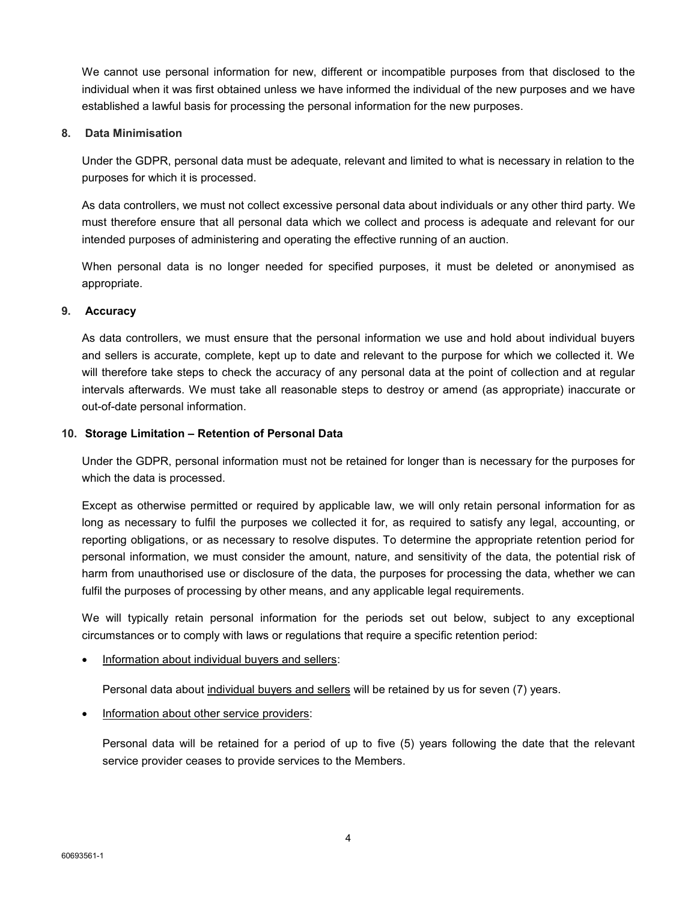We cannot use personal information for new, different or incompatible purposes from that disclosed to the individual when it was first obtained unless we have informed the individual of the new purposes and we have established a lawful basis for processing the personal information for the new purposes.

## 8. Data Minimisation

Under the GDPR, personal data must be adequate, relevant and limited to what is necessary in relation to the purposes for which it is processed.

As data controllers, we must not collect excessive personal data about individuals or any other third party. We must therefore ensure that all personal data which we collect and process is adequate and relevant for our intended purposes of administering and operating the effective running of an auction.

When personal data is no longer needed for specified purposes, it must be deleted or anonymised as appropriate.

## 9. Accuracy

As data controllers, we must ensure that the personal information we use and hold about individual buyers and sellers is accurate, complete, kept up to date and relevant to the purpose for which we collected it. We will therefore take steps to check the accuracy of any personal data at the point of collection and at regular intervals afterwards. We must take all reasonable steps to destroy or amend (as appropriate) inaccurate or out-of-date personal information.

## 10. Storage Limitation – Retention of Personal Data

Under the GDPR, personal information must not be retained for longer than is necessary for the purposes for which the data is processed.

Except as otherwise permitted or required by applicable law, we will only retain personal information for as long as necessary to fulfil the purposes we collected it for, as required to satisfy any legal, accounting, or reporting obligations, or as necessary to resolve disputes. To determine the appropriate retention period for personal information, we must consider the amount, nature, and sensitivity of the data, the potential risk of harm from unauthorised use or disclosure of the data, the purposes for processing the data, whether we can fulfil the purposes of processing by other means, and any applicable legal requirements.

We will typically retain personal information for the periods set out below, subject to any exceptional circumstances or to comply with laws or regulations that require a specific retention period:

- <u>Information about individual buyers and sellers</u>:

  Personal data about <u>individual buyers and sellers</u> will be retained by us for seven (7) years.

- <u>Information about other service providers</u>:

  Personal data will be retained for a period of up to five (5) years following the date that the relevant service provider ceases to provide services to the Members.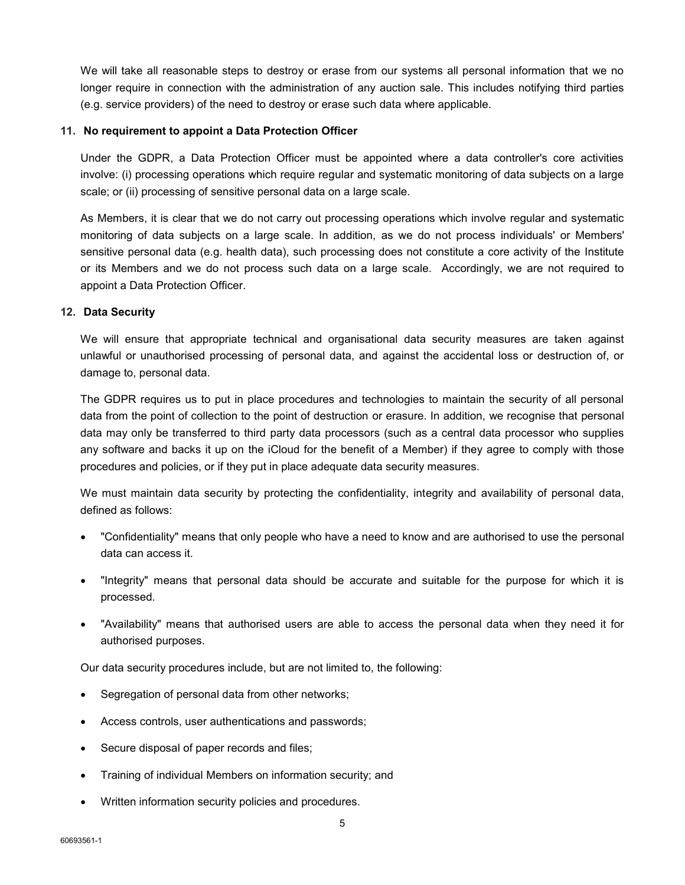We will take all reasonable steps to destroy or erase from our systems all personal information that we no longer require in connection with the administration of any auction sale. This includes notifying third parties (e.g. service providers) of the need to destroy or erase such data where applicable.

## 11. No requirement to appoint a Data Protection Officer

Under the GDPR, a Data Protection Officer must be appointed where a data controller's core activities involve: (i) processing operations which require regular and systematic monitoring of data subjects on a large scale; or (ii) processing of sensitive personal data on a large scale.

As Members, it is clear that we do not carry out processing operations which involve regular and systematic monitoring of data subjects on a large scale. In addition, as we do not process individuals' or Members' sensitive personal data (e.g. health data), such processing does not constitute a core activity of the Institute or its Members and we do not process such data on a large scale. Accordingly, we are not required to appoint a Data Protection Officer.

## 12. Data Security

We will ensure that appropriate technical and organisational data security measures are taken against unlawful or unauthorised processing of personal data, and against the accidental loss or destruction of, or damage to, personal data.

The GDPR requires us to put in place procedures and technologies to maintain the security of all personal data from the point of collection to the point of destruction or erasure. In addition, we recognise that personal data may only be transferred to third party data processors (such as a central data processor who supplies any software and backs it up on the iCloud for the benefit of a Member) if they agree to comply with those procedures and policies, or if they put in place adequate data security measures.

We must maintain data security by protecting the confidentiality, integrity and availability of personal data, defined as follows:

- "Confidentiality" means that only people who have a need to know and are authorised to use the personal data can access it.
- "Integrity" means that personal data should be accurate and suitable for the purpose for which it is processed.
- "Availability" means that authorised users are able to access the personal data when they need it for authorised purposes.

Our data security procedures include, but are not limited to, the following:

- Segregation of personal data from other networks;
- Access controls, user authentications and passwords;
- Secure disposal of paper records and files;
- Training of individual Members on information security; and
- Written information security policies and procedures.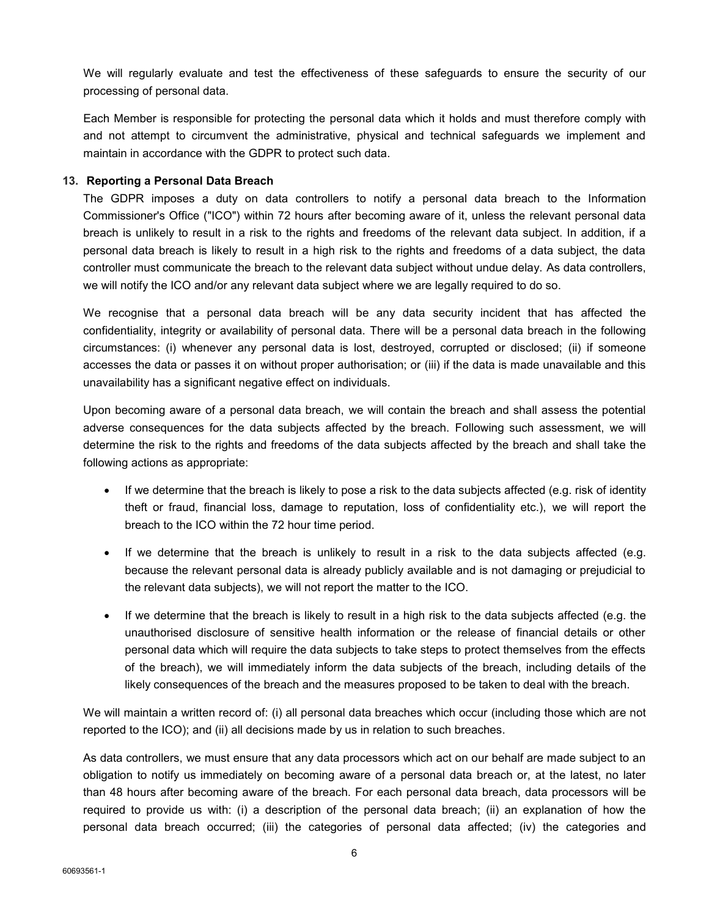We will regularly evaluate and test the effectiveness of these safeguards to ensure the security of our processing of personal data.

Each Member is responsible for protecting the personal data which it holds and must therefore comply with and not attempt to circumvent the administrative, physical and technical safeguards we implement and maintain in accordance with the GDPR to protect such data.

**13. Reporting a Personal Data Breach**

The GDPR imposes a duty on data controllers to notify a personal data breach to the Information Commissioner's Office ("ICO") within 72 hours after becoming aware of it, unless the relevant personal data breach is unlikely to result in a risk to the rights and freedoms of the relevant data subject. In addition, if a personal data breach is likely to result in a high risk to the rights and freedoms of a data subject, the data controller must communicate the breach to the relevant data subject without undue delay. As data controllers, we will notify the ICO and/or any relevant data subject where we are legally required to do so.

We recognise that a personal data breach will be any data security incident that has affected the confidentiality, integrity or availability of personal data. There will be a personal data breach in the following circumstances: (i) whenever any personal data is lost, destroyed, corrupted or disclosed; (ii) if someone accesses the data or passes it on without proper authorisation; or (iii) if the data is made unavailable and this unavailability has a significant negative effect on individuals.

Upon becoming aware of a personal data breach, we will contain the breach and shall assess the potential adverse consequences for the data subjects affected by the breach. Following such assessment, we will determine the risk to the rights and freedoms of the data subjects affected by the breach and shall take the following actions as appropriate:

- If we determine that the breach is likely to pose a risk to the data subjects affected (e.g. risk of identity theft or fraud, financial loss, damage to reputation, loss of confidentiality etc.), we will report the breach to the ICO within the 72 hour time period.
- If we determine that the breach is unlikely to result in a risk to the data subjects affected (e.g. because the relevant personal data is already publicly available and is not damaging or prejudicial to the relevant data subjects), we will not report the matter to the ICO.
- If we determine that the breach is likely to result in a high risk to the data subjects affected (e.g. the unauthorised disclosure of sensitive health information or the release of financial details or other personal data which will require the data subjects to take steps to protect themselves from the effects of the breach), we will immediately inform the data subjects of the breach, including details of the likely consequences of the breach and the measures proposed to be taken to deal with the breach.

We will maintain a written record of: (i) all personal data breaches which occur (including those which are not reported to the ICO); and (ii) all decisions made by us in relation to such breaches.

As data controllers, we must ensure that any data processors which act on our behalf are made subject to an obligation to notify us immediately on becoming aware of a personal data breach or, at the latest, no later than 48 hours after becoming aware of the breach. For each personal data breach, data processors will be required to provide us with: (i) a description of the personal data breach; (ii) an explanation of how the personal data breach occurred; (iii) the categories of personal data affected; (iv) the categories and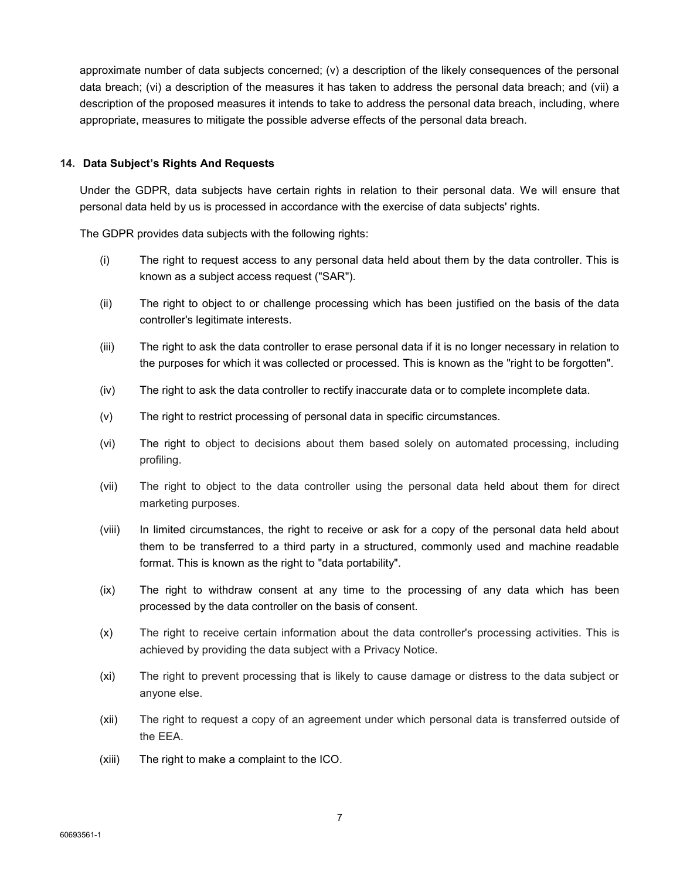approximate number of data subjects concerned; (v) a description of the likely consequences of the personal data breach; (vi) a description of the measures it has taken to address the personal data breach; and (vii) a description of the proposed measures it intends to take to address the personal data breach, including, where appropriate, measures to mitigate the possible adverse effects of the personal data breach.

## 14. Data Subject's Rights And Requests

Under the GDPR, data subjects have certain rights in relation to their personal data. We will ensure that personal data held by us is processed in accordance with the exercise of data subjects' rights.

The GDPR provides data subjects with the following rights:

(i) The right to request access to any personal data held about them by the data controller. This is known as a subject access request ("SAR").

(ii) The right to object to or challenge processing which has been justified on the basis of the data controller's legitimate interests.

(iii) The right to ask the data controller to erase personal data if it is no longer necessary in relation to the purposes for which it was collected or processed. This is known as the "right to be forgotten".

(iv) The right to ask the data controller to rectify inaccurate data or to complete incomplete data.

(v) The right to restrict processing of personal data in specific circumstances.

(vi) The right to object to decisions about them based solely on automated processing, including profiling.

(vii) The right to object to the data controller using the personal data held about them for direct marketing purposes.

(viii) In limited circumstances, the right to receive or ask for a copy of the personal data held about them to be transferred to a third party in a structured, commonly used and machine readable format. This is known as the right to "data portability".

(ix) The right to withdraw consent at any time to the processing of any data which has been processed by the data controller on the basis of consent.

(x) The right to receive certain information about the data controller's processing activities. This is achieved by providing the data subject with a Privacy Notice.

(xi) The right to prevent processing that is likely to cause damage or distress to the data subject or anyone else.

(xii) The right to request a copy of an agreement under which personal data is transferred outside of the EEA.

(xiii) The right to make a complaint to the ICO.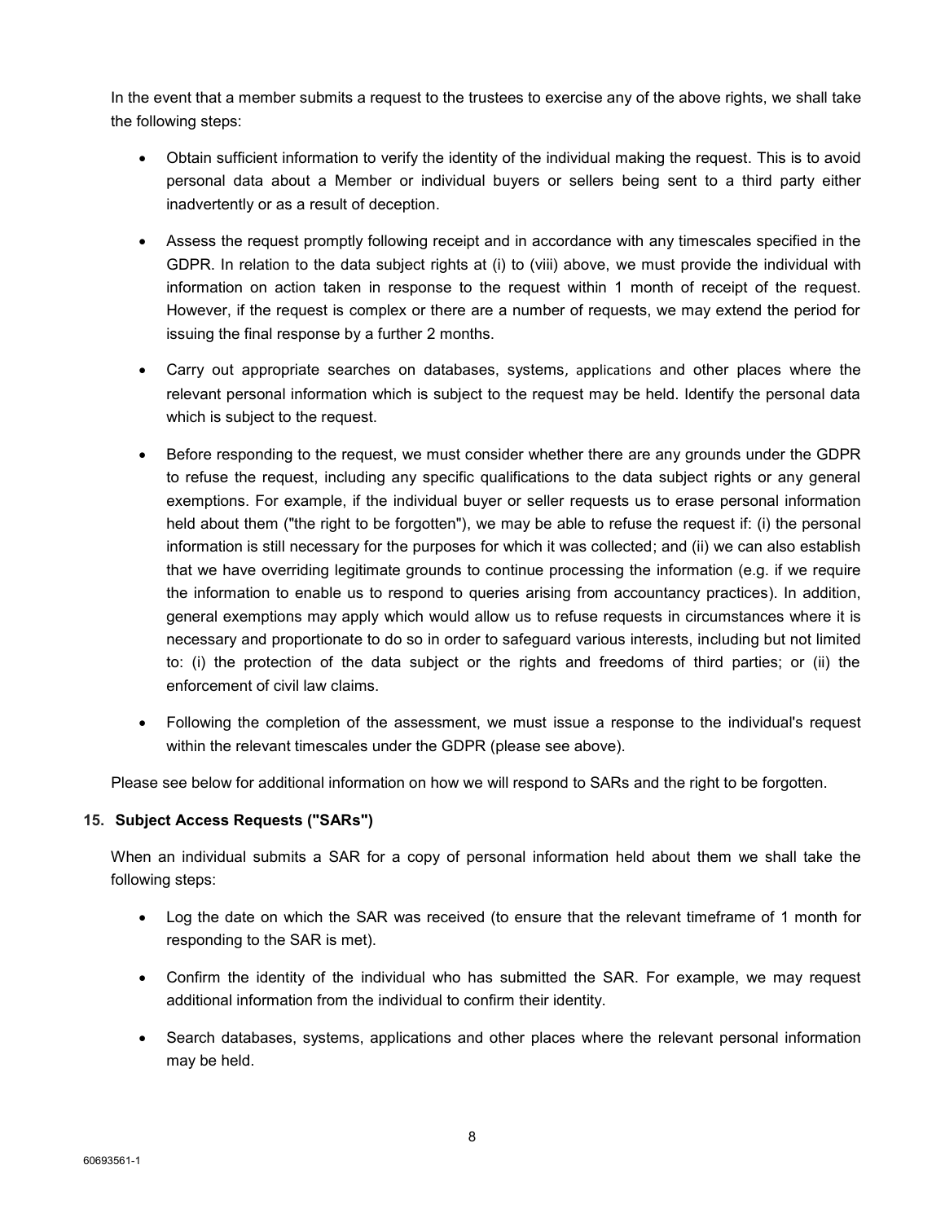In the event that a member submits a request to the trustees to exercise any of the above rights, we shall take the following steps:

- Obtain sufficient information to verify the identity of the individual making the request. This is to avoid personal data about a Member or individual buyers or sellers being sent to a third party either inadvertently or as a result of deception.

- Assess the request promptly following receipt and in accordance with any timescales specified in the GDPR. In relation to the data subject rights at (i) to (viii) above, we must provide the individual with information on action taken in response to the request within 1 month of receipt of the request. However, if the request is complex or there are a number of requests, we may extend the period for issuing the final response by a further 2 months.

- Carry out appropriate searches on databases, systems, applications and other places where the relevant personal information which is subject to the request may be held. Identify the personal data which is subject to the request.

- Before responding to the request, we must consider whether there are any grounds under the GDPR to refuse the request, including any specific qualifications to the data subject rights or any general exemptions. For example, if the individual buyer or seller requests us to erase personal information held about them ("the right to be forgotten"), we may be able to refuse the request if: (i) the personal information is still necessary for the purposes for which it was collected; and (ii) we can also establish that we have overriding legitimate grounds to continue processing the information (e.g. if we require the information to enable us to respond to queries arising from accountancy practices). In addition, general exemptions may apply which would allow us to refuse requests in circumstances where it is necessary and proportionate to do so in order to safeguard various interests, including but not limited to: (i) the protection of the data subject or the rights and freedoms of third parties; or (ii) the enforcement of civil law claims.

- Following the completion of the assessment, we must issue a response to the individual's request within the relevant timescales under the GDPR (please see above).

Please see below for additional information on how we will respond to SARs and the right to be forgotten.

### 15. Subject Access Requests ("SARs")

When an individual submits a SAR for a copy of personal information held about them we shall take the following steps:

- Log the date on which the SAR was received (to ensure that the relevant timeframe of 1 month for responding to the SAR is met).

- Confirm the identity of the individual who has submitted the SAR. For example, we may request additional information from the individual to confirm their identity.

- Search databases, systems, applications and other places where the relevant personal information may be held.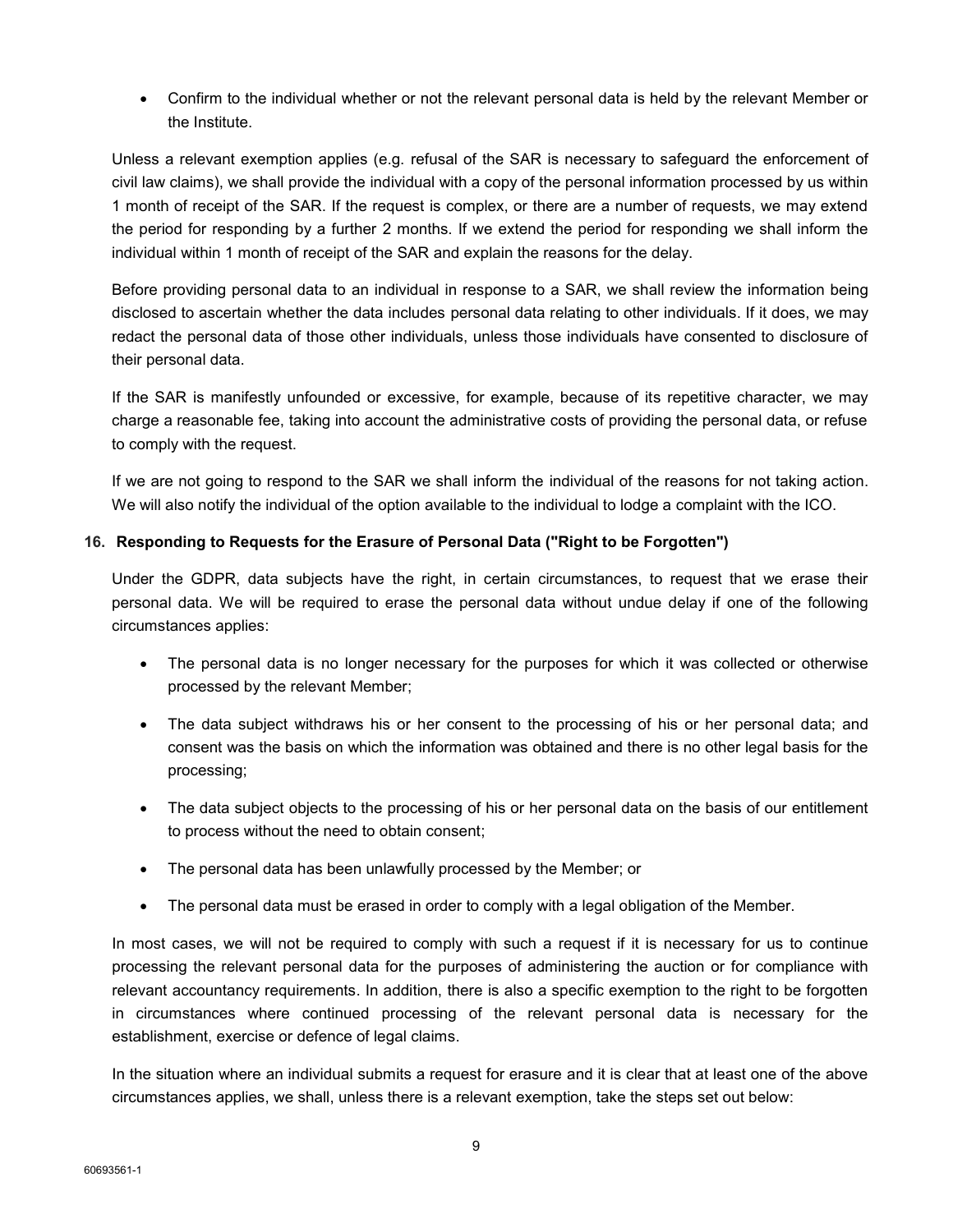- Confirm to the individual whether or not the relevant personal data is held by the relevant Member or the Institute.

Unless a relevant exemption applies (e.g. refusal of the SAR is necessary to safeguard the enforcement of civil law claims), we shall provide the individual with a copy of the personal information processed by us within 1 month of receipt of the SAR. If the request is complex, or there are a number of requests, we may extend the period for responding by a further 2 months. If we extend the period for responding we shall inform the individual within 1 month of receipt of the SAR and explain the reasons for the delay.

Before providing personal data to an individual in response to a SAR, we shall review the information being disclosed to ascertain whether the data includes personal data relating to other individuals. If it does, we may redact the personal data of those other individuals, unless those individuals have consented to disclosure of their personal data.

If the SAR is manifestly unfounded or excessive, for example, because of its repetitive character, we may charge a reasonable fee, taking into account the administrative costs of providing the personal data, or refuse to comply with the request.

If we are not going to respond to the SAR we shall inform the individual of the reasons for not taking action. We will also notify the individual of the option available to the individual to lodge a complaint with the ICO.

## 16. Responding to Requests for the Erasure of Personal Data ("Right to be Forgotten")

Under the GDPR, data subjects have the right, in certain circumstances, to request that we erase their personal data. We will be required to erase the personal data without undue delay if one of the following circumstances applies:

- The personal data is no longer necessary for the purposes for which it was collected or otherwise processed by the relevant Member;
- The data subject withdraws his or her consent to the processing of his or her personal data; and consent was the basis on which the information was obtained and there is no other legal basis for the processing;
- The data subject objects to the processing of his or her personal data on the basis of our entitlement to process without the need to obtain consent;
- The personal data has been unlawfully processed by the Member; or
- The personal data must be erased in order to comply with a legal obligation of the Member.

In most cases, we will not be required to comply with such a request if it is necessary for us to continue processing the relevant personal data for the purposes of administering the auction or for compliance with relevant accountancy requirements. In addition, there is also a specific exemption to the right to be forgotten in circumstances where continued processing of the relevant personal data is necessary for the establishment, exercise or defence of legal claims.

In the situation where an individual submits a request for erasure and it is clear that at least one of the above circumstances applies, we shall, unless there is a relevant exemption, take the steps set out below: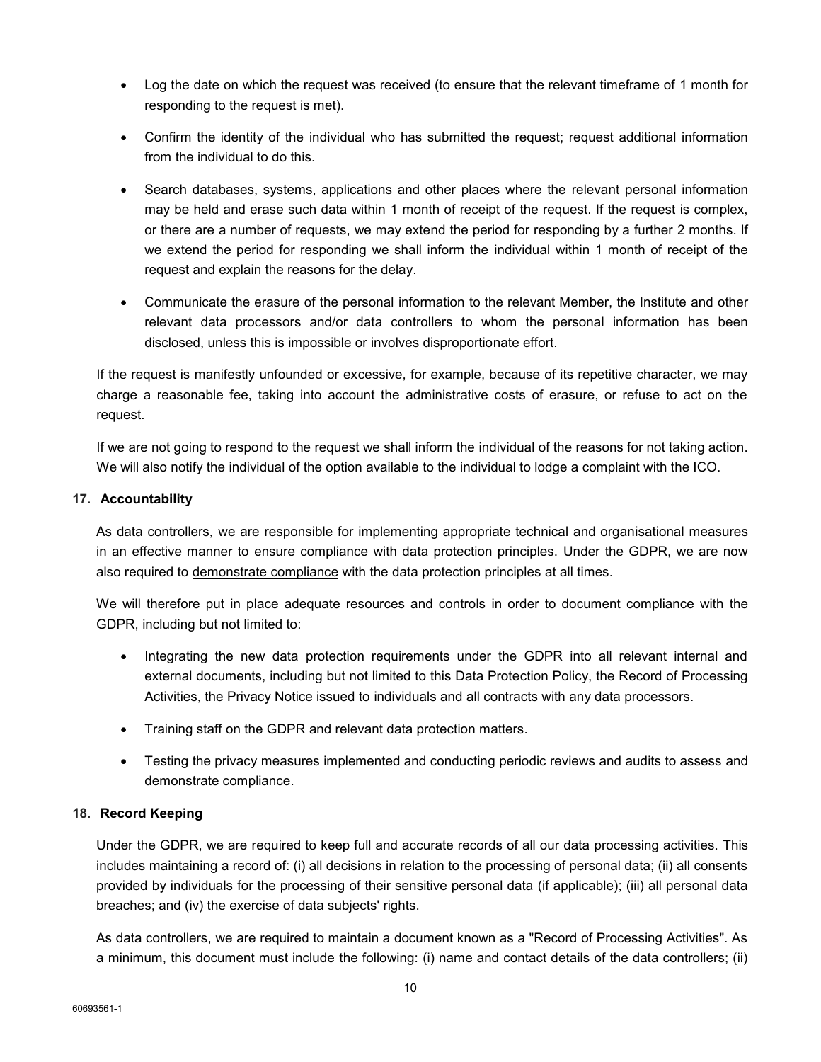- Log the date on which the request was received (to ensure that the relevant timeframe of 1 month for responding to the request is met).

- Confirm the identity of the individual who has submitted the request; request additional information from the individual to do this.

- Search databases, systems, applications and other places where the relevant personal information may be held and erase such data within 1 month of receipt of the request. If the request is complex, or there are a number of requests, we may extend the period for responding by a further 2 months. If we extend the period for responding we shall inform the individual within 1 month of receipt of the request and explain the reasons for the delay.

- Communicate the erasure of the personal information to the relevant Member, the Institute and other relevant data processors and/or data controllers to whom the personal information has been disclosed, unless this is impossible or involves disproportionate effort.

If the request is manifestly unfounded or excessive, for example, because of its repetitive character, we may charge a reasonable fee, taking into account the administrative costs of erasure, or refuse to act on the request.

If we are not going to respond to the request we shall inform the individual of the reasons for not taking action. We will also notify the individual of the option available to the individual to lodge a complaint with the ICO.

**17. Accountability**

As data controllers, we are responsible for implementing appropriate technical and organisational measures in an effective manner to ensure compliance with data protection principles. Under the GDPR, we are now also required to demonstrate compliance with the data protection principles at all times.

We will therefore put in place adequate resources and controls in order to document compliance with the GDPR, including but not limited to:

- Integrating the new data protection requirements under the GDPR into all relevant internal and external documents, including but not limited to this Data Protection Policy, the Record of Processing Activities, the Privacy Notice issued to individuals and all contracts with any data processors.

- Training staff on the GDPR and relevant data protection matters.

- Testing the privacy measures implemented and conducting periodic reviews and audits to assess and demonstrate compliance.

**18. Record Keeping**

Under the GDPR, we are required to keep full and accurate records of all our data processing activities. This includes maintaining a record of: (i) all decisions in relation to the processing of personal data; (ii) all consents provided by individuals for the processing of their sensitive personal data (if applicable); (iii) all personal data breaches; and (iv) the exercise of data subjects' rights.

As data controllers, we are required to maintain a document known as a "Record of Processing Activities". As a minimum, this document must include the following: (i) name and contact details of the data controllers; (ii)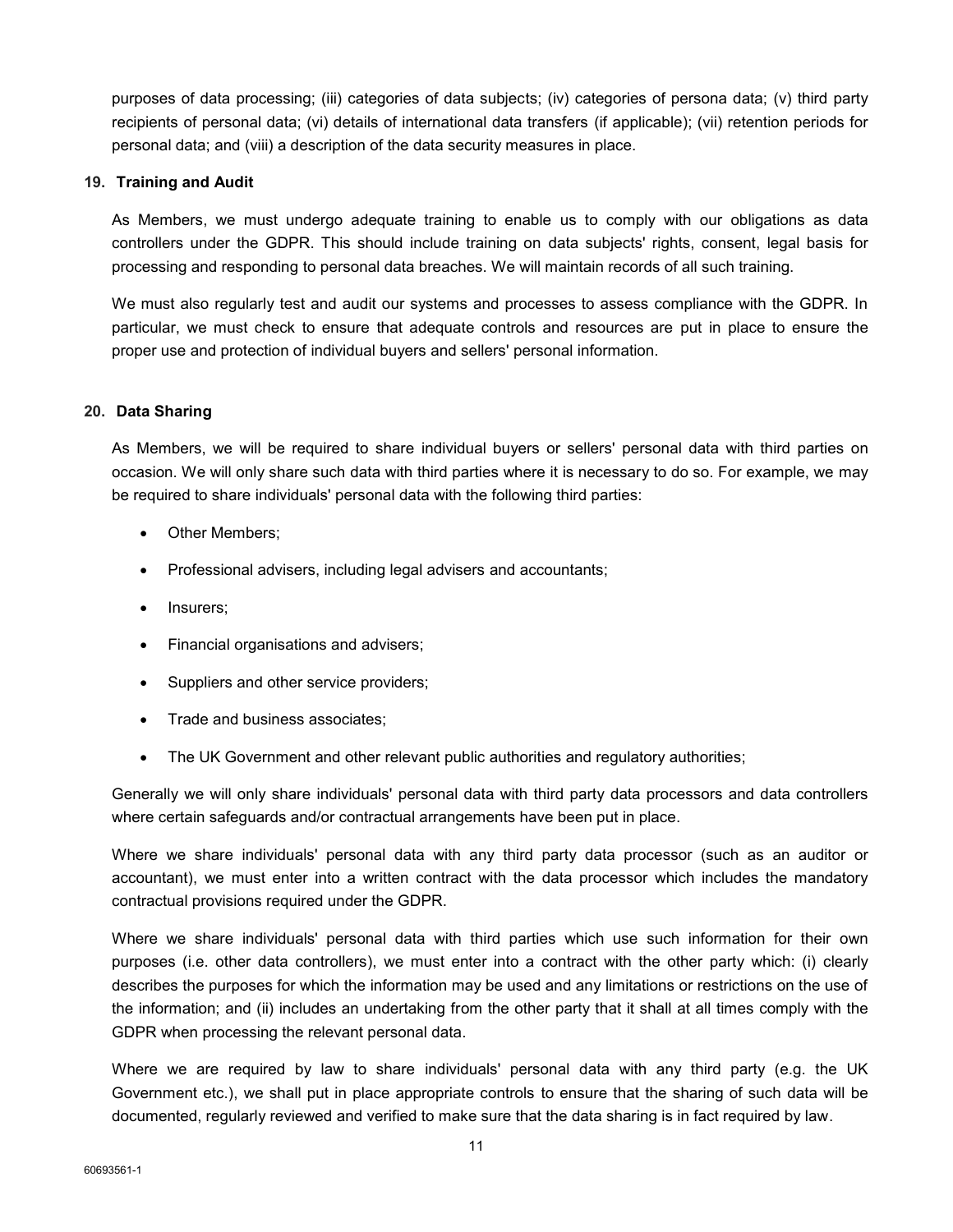purposes of data processing; (iii) categories of data subjects; (iv) categories of persona data; (v) third party recipients of personal data; (vi) details of international data transfers (if applicable); (vii) retention periods for personal data; and (viii) a description of the data security measures in place.

## 19. Training and Audit

As Members, we must undergo adequate training to enable us to comply with our obligations as data controllers under the GDPR. This should include training on data subjects' rights, consent, legal basis for processing and responding to personal data breaches. We will maintain records of all such training.

We must also regularly test and audit our systems and processes to assess compliance with the GDPR. In particular, we must check to ensure that adequate controls and resources are put in place to ensure the proper use and protection of individual buyers and sellers' personal information.

## 20. Data Sharing

As Members, we will be required to share individual buyers or sellers' personal data with third parties on occasion. We will only share such data with third parties where it is necessary to do so. For example, we may be required to share individuals' personal data with the following third parties:

- Other Members;
- Professional advisers, including legal advisers and accountants;
- Insurers;
- Financial organisations and advisers;
- Suppliers and other service providers;
- Trade and business associates;
- The UK Government and other relevant public authorities and regulatory authorities;

Generally we will only share individuals' personal data with third party data processors and data controllers where certain safeguards and/or contractual arrangements have been put in place.

Where we share individuals' personal data with any third party data processor (such as an auditor or accountant), we must enter into a written contract with the data processor which includes the mandatory contractual provisions required under the GDPR.

Where we share individuals' personal data with third parties which use such information for their own purposes (i.e. other data controllers), we must enter into a contract with the other party which: (i) clearly describes the purposes for which the information may be used and any limitations or restrictions on the use of the information; and (ii) includes an undertaking from the other party that it shall at all times comply with the GDPR when processing the relevant personal data.

Where we are required by law to share individuals' personal data with any third party (e.g. the UK Government etc.), we shall put in place appropriate controls to ensure that the sharing of such data will be documented, regularly reviewed and verified to make sure that the data sharing is in fact required by law.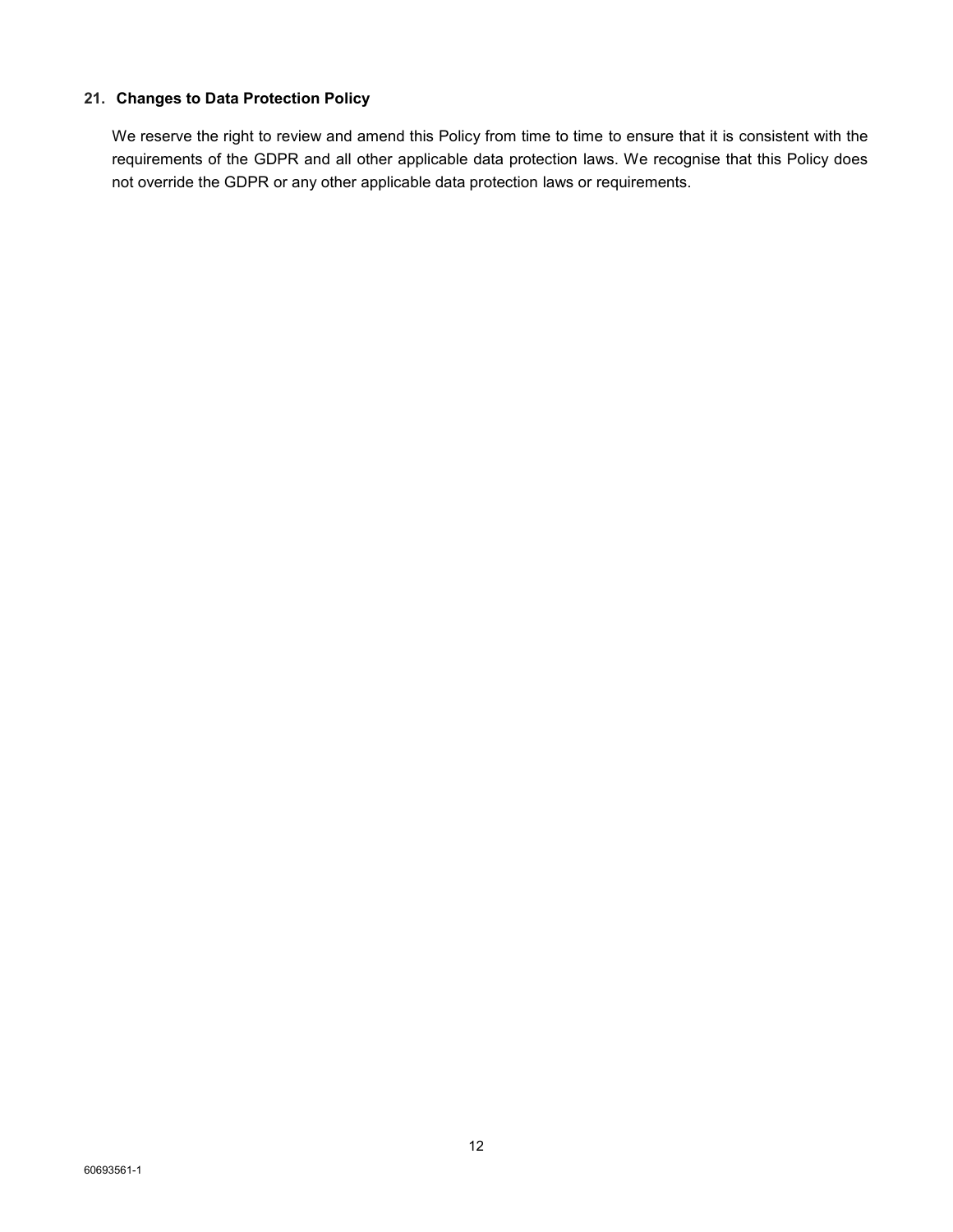## 21. Changes to Data Protection Policy

We reserve the right to review and amend this Policy from time to time to ensure that it is consistent with the requirements of the GDPR and all other applicable data protection laws. We recognise that this Policy does not override the GDPR or any other applicable data protection laws or requirements.